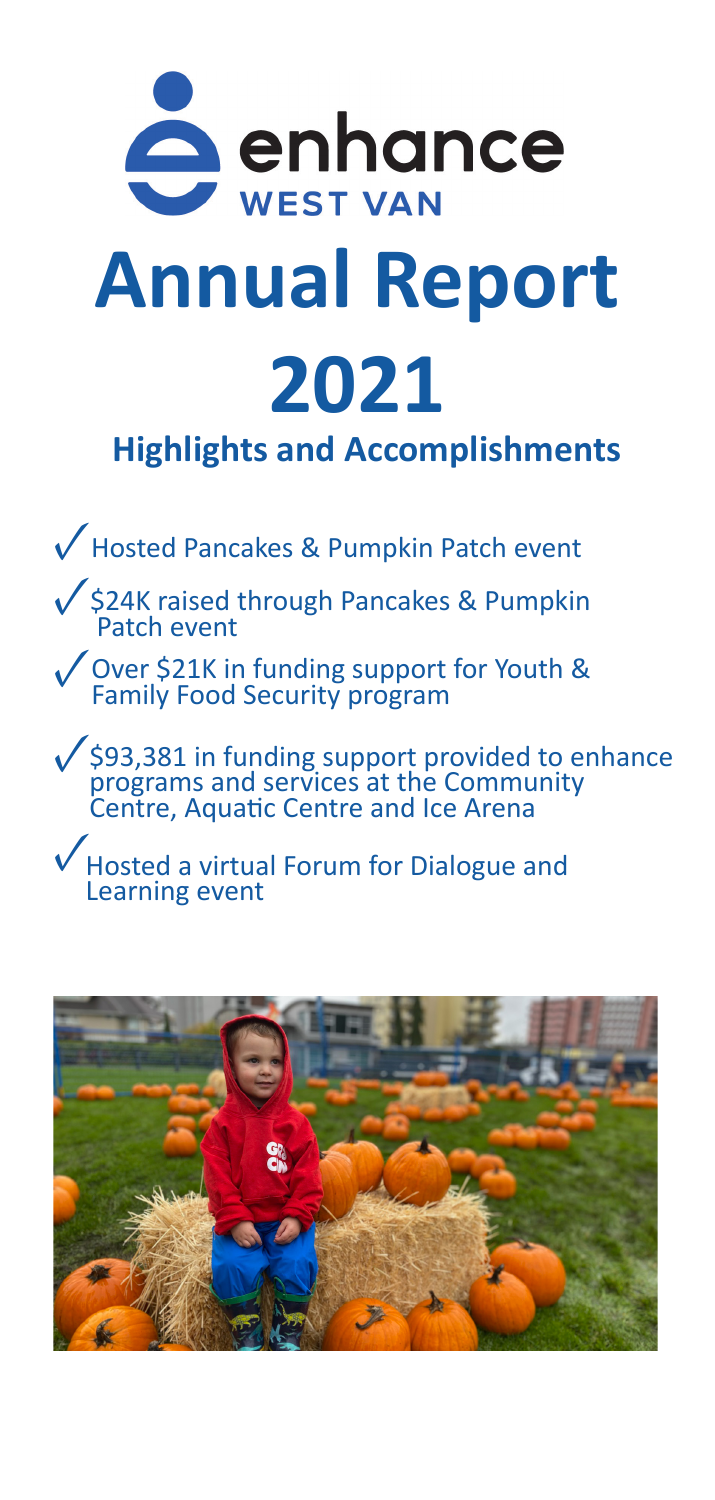enhance WEST VAN

# Annual Report 2021

## Highlights and Accomplishments

- ✓ Hosted Pancakes & Pumpkin Patch event
- ✓ $24K raised through Pancakes & Pumpkin Patch event
- ✓ Over $21K in funding support for Youth & Family Food Security program
- ✓ $93,381 in funding support provided to enhance programs and services at the Community Centre, Aquatic Centre and Ice Arena
- ✓ Hosted a virtual Forum for Dialogue and Learning event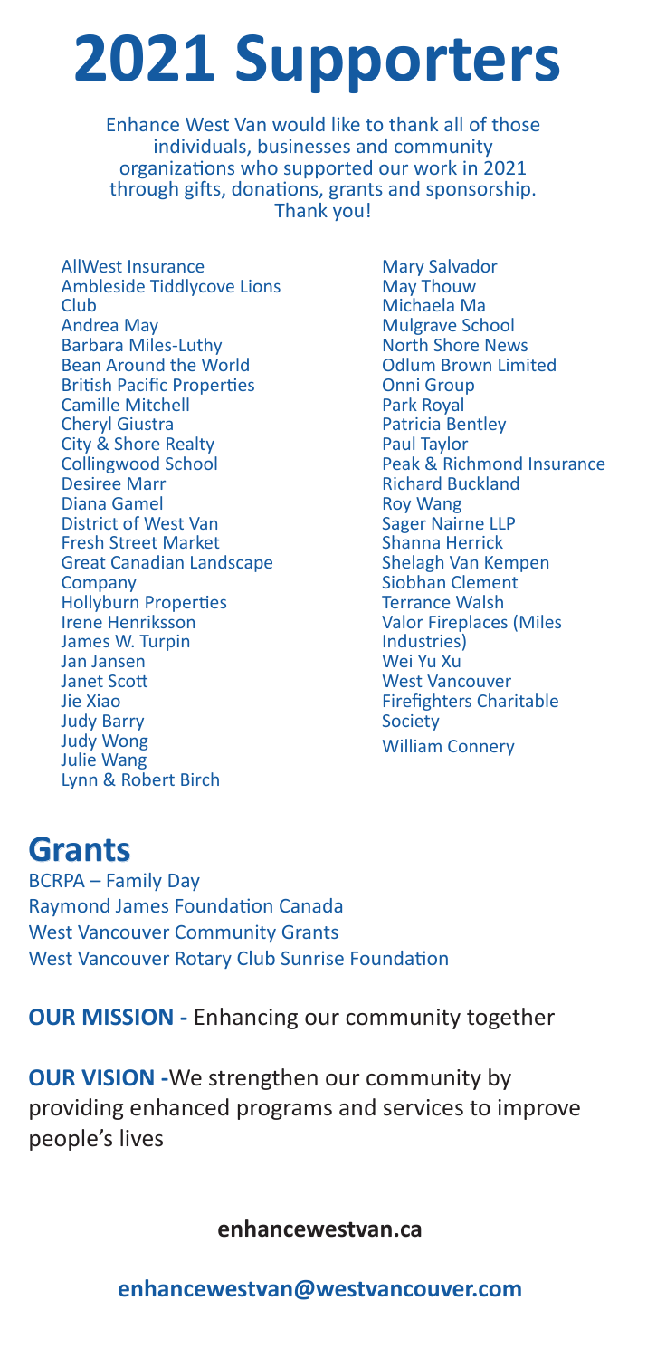# 2021 Supporters

Enhance West Van would like to thank all of those individuals, businesses and community organizations who supported our work in 2021 through gifts, donations, grants and sponsorship. Thank you!

AllWest Insurance
Ambleside Tiddlycove Lions Club
Andrea May
Barbara Miles-Luthy
Bean Around the World
British Pacific Properties
Camille Mitchell
Cheryl Giustra
City & Shore Realty
Collingwood School
Desiree Marr
Diana Gamel
District of West Van
Fresh Street Market
Great Canadian Landscape Company
Hollyburn Properties
Irene Henriksson
James W. Turpin
Jan Jansen
Janet Scott
Jie Xiao
Judy Barry
Judy Wong
Julie Wang
Lynn & Robert Birch
Mary Salvador
May Thouw
Michaela Ma
Mulgrave School
North Shore News
Odlum Brown Limited
Onni Group
Park Royal
Patricia Bentley
Paul Taylor
Peak & Richmond Insurance
Richard Buckland
Roy Wang
Sager Nairne LLP
Shanna Herrick
Shelagh Van Kempen
Siobhan Clement
Terrance Walsh
Valor Fireplaces (Miles Industries)
Wei Yu Xu
West Vancouver Firefighters Charitable Society
William Connery

## Grants

BCRPA – Family Day
Raymond James Foundation Canada
West Vancouver Community Grants
West Vancouver Rotary Club Sunrise Foundation

**OUR MISSION -** Enhancing our community together

**OUR VISION -**We strengthen our community by providing enhanced programs and services to improve people's lives

**enhancewestvan.ca**

**enhancewestvan@westvancouver.com**